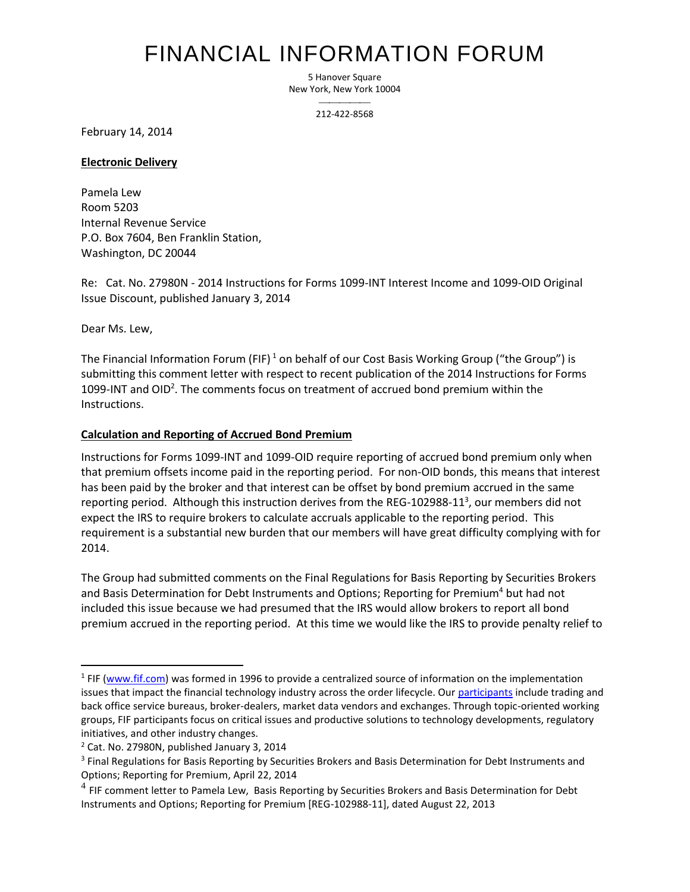# FINANCIAL INFORMATION FORUM

5 Hanover Square
New York, New York 10004

212-422-8568

February 14, 2014

**Electronic Delivery**

Pamela Lew
Room 5203
Internal Revenue Service
P.O. Box 7604, Ben Franklin Station,
Washington, DC 20044

Re: Cat. No. 27980N - 2014 Instructions for Forms 1099-INT Interest Income and 1099-OID Original Issue Discount, published January 3, 2014

Dear Ms. Lew,

The Financial Information Forum (FIF) [1] on behalf of our Cost Basis Working Group ("the Group") is submitting this comment letter with respect to recent publication of the 2014 Instructions for Forms 1099-INT and OID[2]. The comments focus on treatment of accrued bond premium within the Instructions.

**Calculation and Reporting of Accrued Bond Premium**

Instructions for Forms 1099-INT and 1099-OID require reporting of accrued bond premium only when that premium offsets income paid in the reporting period. For non-OID bonds, this means that interest has been paid by the broker and that interest can be offset by bond premium accrued in the same reporting period. Although this instruction derives from the REG-102988-11[3], our members did not expect the IRS to require brokers to calculate accruals applicable to the reporting period. This requirement is a substantial new burden that our members will have great difficulty complying with for 2014.

The Group had submitted comments on the Final Regulations for Basis Reporting by Securities Brokers and Basis Determination for Debt Instruments and Options; Reporting for Premium[4] but had not included this issue because we had presumed that the IRS would allow brokers to report all bond premium accrued in the reporting period. At this time we would like the IRS to provide penalty relief to

[1] FIF (www.fif.com) was formed in 1996 to provide a centralized source of information on the implementation issues that impact the financial technology industry across the order lifecycle. Our participants include trading and back office service bureaus, broker-dealers, market data vendors and exchanges. Through topic-oriented working groups, FIF participants focus on critical issues and productive solutions to technology developments, regulatory initiatives, and other industry changes.

[2] Cat. No. 27980N, published January 3, 2014

[3] Final Regulations for Basis Reporting by Securities Brokers and Basis Determination for Debt Instruments and Options; Reporting for Premium, April 22, 2014

[4] FIF comment letter to Pamela Lew, Basis Reporting by Securities Brokers and Basis Determination for Debt Instruments and Options; Reporting for Premium [REG-102988-11], dated August 22, 2013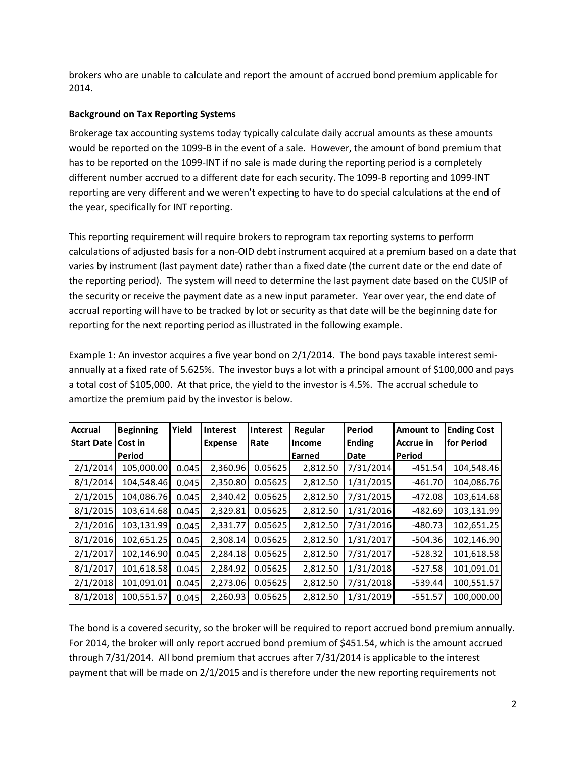brokers who are unable to calculate and report the amount of accrued bond premium applicable for 2014.

**Background on Tax Reporting Systems**

Brokerage tax accounting systems today typically calculate daily accrual amounts as these amounts would be reported on the 1099-B in the event of a sale. However, the amount of bond premium that has to be reported on the 1099-INT if no sale is made during the reporting period is a completely different number accrued to a different date for each security. The 1099-B reporting and 1099-INT reporting are very different and we weren't expecting to have to do special calculations at the end of the year, specifically for INT reporting.

This reporting requirement will require brokers to reprogram tax reporting systems to perform calculations of adjusted basis for a non-OID debt instrument acquired at a premium based on a date that varies by instrument (last payment date) rather than a fixed date (the current date or the end date of the reporting period). The system will need to determine the last payment date based on the CUSIP of the security or receive the payment date as a new input parameter. Year over year, the end date of accrual reporting will have to be tracked by lot or security as that date will be the beginning date for reporting for the next reporting period as illustrated in the following example.

Example 1: An investor acquires a five year bond on 2/1/2014. The bond pays taxable interest semi-annually at a fixed rate of 5.625%. The investor buys a lot with a principal amount of $100,000 and pays a total cost of $105,000. At that price, the yield to the investor is 4.5%. The accrual schedule to amortize the premium paid by the investor is below.

| Accrual Start Date | Beginning Cost in Period | Yield | Interest Expense | Interest Rate | Regular Income Earned | Period Ending Date | Amount to Accrue in Period | Ending Cost for Period |
|---|---|---|---|---|---|---|---|---|
| 2/1/2014 | 105,000.00 | 0.045 | 2,360.96 | 0.05625 | 2,812.50 | 7/31/2014 | -451.54 | 104,548.46 |
| 8/1/2014 | 104,548.46 | 0.045 | 2,350.80 | 0.05625 | 2,812.50 | 1/31/2015 | -461.70 | 104,086.76 |
| 2/1/2015 | 104,086.76 | 0.045 | 2,340.42 | 0.05625 | 2,812.50 | 7/31/2015 | -472.08 | 103,614.68 |
| 8/1/2015 | 103,614.68 | 0.045 | 2,329.81 | 0.05625 | 2,812.50 | 1/31/2016 | -482.69 | 103,131.99 |
| 2/1/2016 | 103,131.99 | 0.045 | 2,331.77 | 0.05625 | 2,812.50 | 7/31/2016 | -480.73 | 102,651.25 |
| 8/1/2016 | 102,651.25 | 0.045 | 2,308.14 | 0.05625 | 2,812.50 | 1/31/2017 | -504.36 | 102,146.90 |
| 2/1/2017 | 102,146.90 | 0.045 | 2,284.18 | 0.05625 | 2,812.50 | 7/31/2017 | -528.32 | 101,618.58 |
| 8/1/2017 | 101,618.58 | 0.045 | 2,284.92 | 0.05625 | 2,812.50 | 1/31/2018 | -527.58 | 101,091.01 |
| 2/1/2018 | 101,091.01 | 0.045 | 2,273.06 | 0.05625 | 2,812.50 | 7/31/2018 | -539.44 | 100,551.57 |
| 8/1/2018 | 100,551.57 | 0.045 | 2,260.93 | 0.05625 | 2,812.50 | 1/31/2019 | -551.57 | 100,000.00 |

The bond is a covered security, so the broker will be required to report accrued bond premium annually. For 2014, the broker will only report accrued bond premium of $451.54, which is the amount accrued through 7/31/2014. All bond premium that accrues after 7/31/2014 is applicable to the interest payment that will be made on 2/1/2015 and is therefore under the new reporting requirements not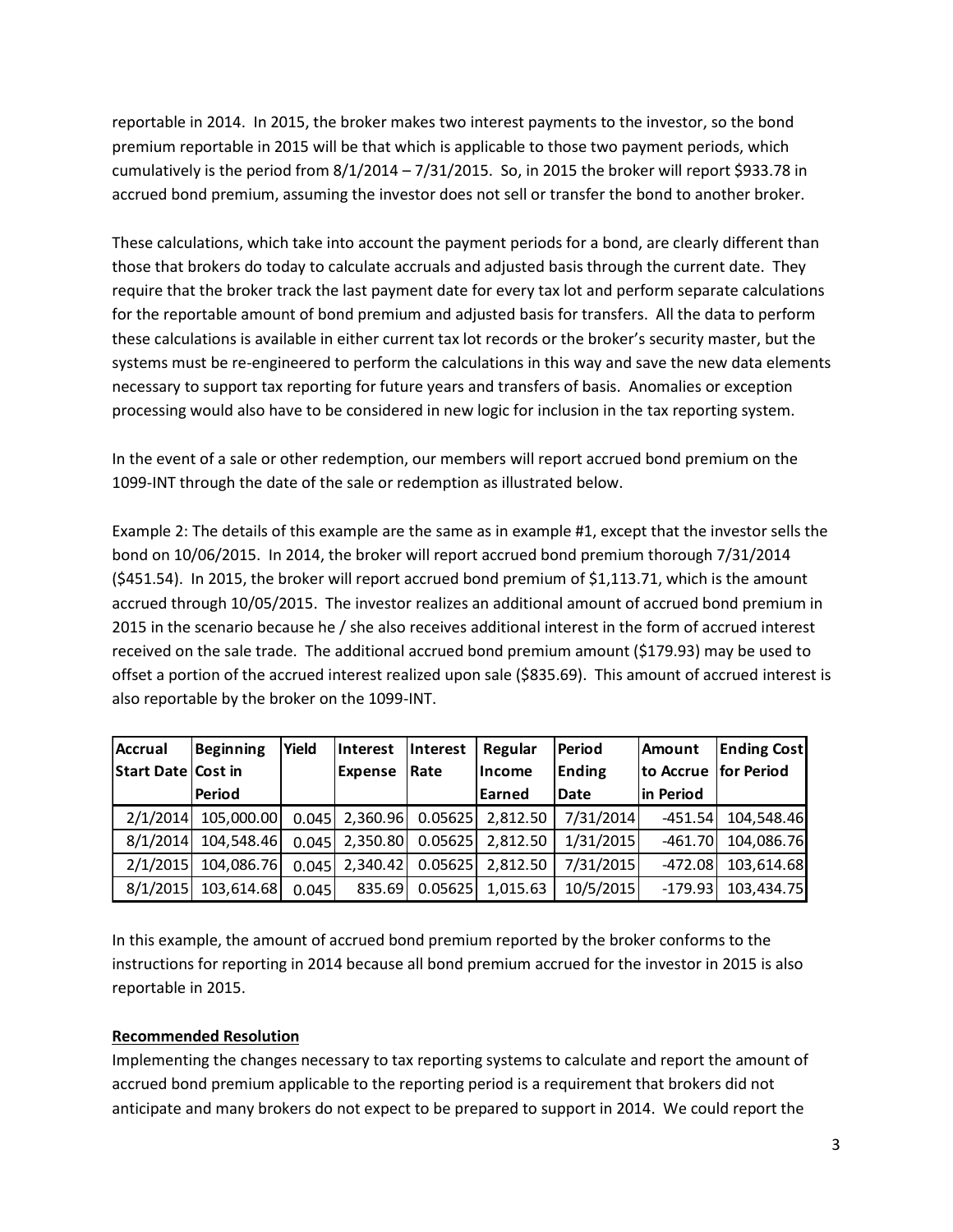reportable in 2014. In 2015, the broker makes two interest payments to the investor, so the bond premium reportable in 2015 will be that which is applicable to those two payment periods, which cumulatively is the period from 8/1/2014 – 7/31/2015. So, in 2015 the broker will report $933.78 in accrued bond premium, assuming the investor does not sell or transfer the bond to another broker.

These calculations, which take into account the payment periods for a bond, are clearly different than those that brokers do today to calculate accruals and adjusted basis through the current date. They require that the broker track the last payment date for every tax lot and perform separate calculations for the reportable amount of bond premium and adjusted basis for transfers. All the data to perform these calculations is available in either current tax lot records or the broker's security master, but the systems must be re-engineered to perform the calculations in this way and save the new data elements necessary to support tax reporting for future years and transfers of basis. Anomalies or exception processing would also have to be considered in new logic for inclusion in the tax reporting system.

In the event of a sale or other redemption, our members will report accrued bond premium on the 1099-INT through the date of the sale or redemption as illustrated below.

Example 2: The details of this example are the same as in example #1, except that the investor sells the bond on 10/06/2015. In 2014, the broker will report accrued bond premium thorough 7/31/2014 ($451.54). In 2015, the broker will report accrued bond premium of $1,113.71, which is the amount accrued through 10/05/2015. The investor realizes an additional amount of accrued bond premium in 2015 in the scenario because he / she also receives additional interest in the form of accrued interest received on the sale trade. The additional accrued bond premium amount ($179.93) may be used to offset a portion of the accrued interest realized upon sale ($835.69). This amount of accrued interest is also reportable by the broker on the 1099-INT.

| Accrual Start Date | Beginning Cost in Period | Yield | Interest Expense | Interest Rate | Regular Income Earned | Period Ending Date | Amount to Accrue in Period | Ending Cost for Period |
|---|---|---|---|---|---|---|---|---|
| 2/1/2014 | 105,000.00 | 0.045 | 2,360.96 | 0.05625 | 2,812.50 | 7/31/2014 | -451.54 | 104,548.46 |
| 8/1/2014 | 104,548.46 | 0.045 | 2,350.80 | 0.05625 | 2,812.50 | 1/31/2015 | -461.70 | 104,086.76 |
| 2/1/2015 | 104,086.76 | 0.045 | 2,340.42 | 0.05625 | 2,812.50 | 7/31/2015 | -472.08 | 103,614.68 |
| 8/1/2015 | 103,614.68 | 0.045 | 835.69 | 0.05625 | 1,015.63 | 10/5/2015 | -179.93 | 103,434.75 |

In this example, the amount of accrued bond premium reported by the broker conforms to the instructions for reporting in 2014 because all bond premium accrued for the investor in 2015 is also reportable in 2015.

**Recommended Resolution**

Implementing the changes necessary to tax reporting systems to calculate and report the amount of accrued bond premium applicable to the reporting period is a requirement that brokers did not anticipate and many brokers do not expect to be prepared to support in 2014. We could report the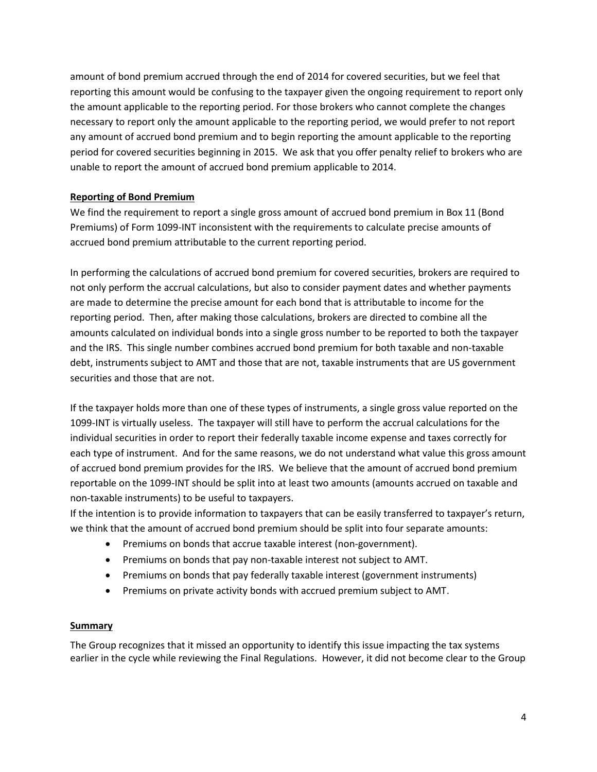amount of bond premium accrued through the end of 2014 for covered securities, but we feel that reporting this amount would be confusing to the taxpayer given the ongoing requirement to report only the amount applicable to the reporting period. For those brokers who cannot complete the changes necessary to report only the amount applicable to the reporting period, we would prefer to not report any amount of accrued bond premium and to begin reporting the amount applicable to the reporting period for covered securities beginning in 2015. We ask that you offer penalty relief to brokers who are unable to report the amount of accrued bond premium applicable to 2014.

**Reporting of Bond Premium**

We find the requirement to report a single gross amount of accrued bond premium in Box 11 (Bond Premiums) of Form 1099-INT inconsistent with the requirements to calculate precise amounts of accrued bond premium attributable to the current reporting period.

In performing the calculations of accrued bond premium for covered securities, brokers are required to not only perform the accrual calculations, but also to consider payment dates and whether payments are made to determine the precise amount for each bond that is attributable to income for the reporting period. Then, after making those calculations, brokers are directed to combine all the amounts calculated on individual bonds into a single gross number to be reported to both the taxpayer and the IRS. This single number combines accrued bond premium for both taxable and non-taxable debt, instruments subject to AMT and those that are not, taxable instruments that are US government securities and those that are not.

If the taxpayer holds more than one of these types of instruments, a single gross value reported on the 1099-INT is virtually useless. The taxpayer will still have to perform the accrual calculations for the individual securities in order to report their federally taxable income expense and taxes correctly for each type of instrument. And for the same reasons, we do not understand what value this gross amount of accrued bond premium provides for the IRS. We believe that the amount of accrued bond premium reportable on the 1099-INT should be split into at least two amounts (amounts accrued on taxable and non-taxable instruments) to be useful to taxpayers.

If the intention is to provide information to taxpayers that can be easily transferred to taxpayer's return, we think that the amount of accrued bond premium should be split into four separate amounts:

- Premiums on bonds that accrue taxable interest (non-government).
- Premiums on bonds that pay non-taxable interest not subject to AMT.
- Premiums on bonds that pay federally taxable interest (government instruments)
- Premiums on private activity bonds with accrued premium subject to AMT.

**Summary**

The Group recognizes that it missed an opportunity to identify this issue impacting the tax systems earlier in the cycle while reviewing the Final Regulations. However, it did not become clear to the Group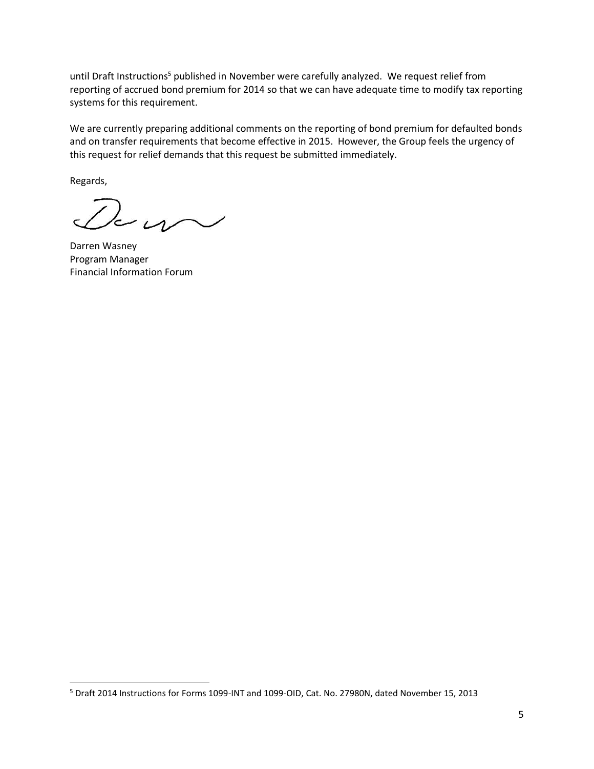until Draft Instructions[5] published in November were carefully analyzed. We request relief from reporting of accrued bond premium for 2014 so that we can have adequate time to modify tax reporting systems for this requirement.

We are currently preparing additional comments on the reporting of bond premium for defaulted bonds and on transfer requirements that become effective in 2015. However, the Group feels the urgency of this request for relief demands that this request be submitted immediately.

Regards,

Darren Wasney  
Program Manager  
Financial Information Forum

---

[5] Draft 2014 Instructions for Forms 1099-INT and 1099-OID, Cat. No. 27980N, dated November 15, 2013